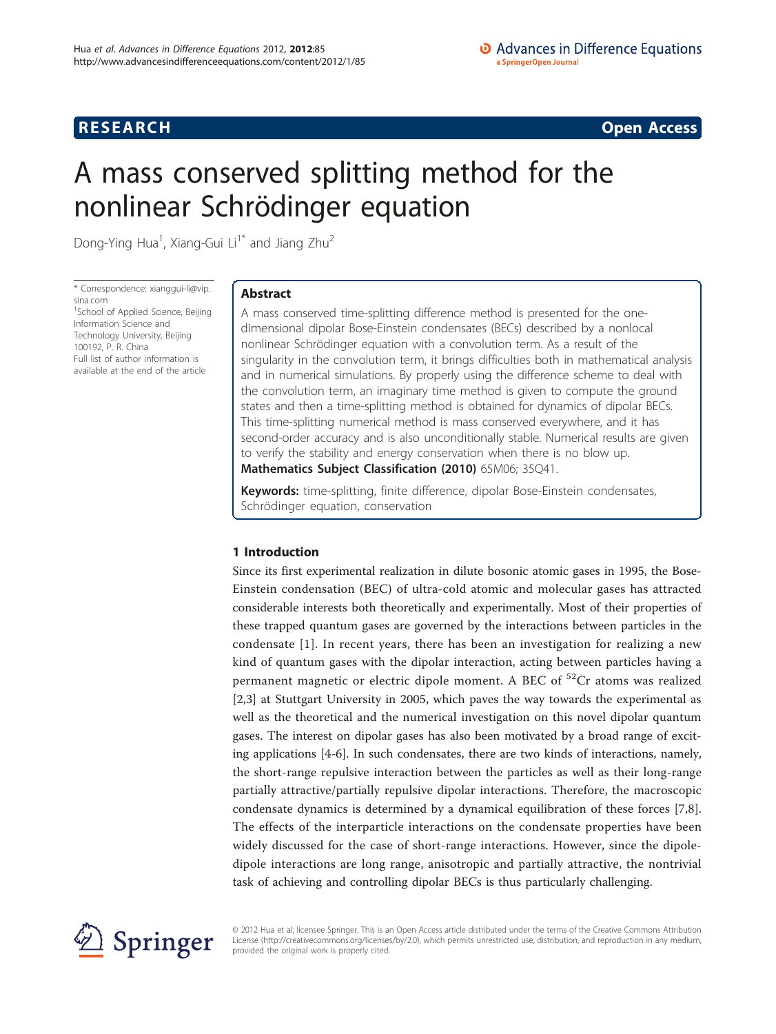RESEARCH **Open Access**

# A mass conserved splitting method for the nonlinear Schrödinger equation

Dong-Ying Hua[1], Xiang-Gui Li[1*] and Jiang Zhu[2]

\* Correspondence: xianggui-li@vip.sina.com
[1]School of Applied Science, Beijing Information Science and Technology University, Beijing 100192, P. R. China
Full list of author information is available at the end of the article

## Abstract

A mass conserved time-splitting difference method is presented for the one-dimensional dipolar Bose-Einstein condensates (BECs) described by a nonlocal nonlinear Schrödinger equation with a convolution term. As a result of the singularity in the convolution term, it brings difficulties both in mathematical analysis and in numerical simulations. By properly using the difference scheme to deal with the convolution term, an imaginary time method is given to compute the ground states and then a time-splitting method is obtained for dynamics of dipolar BECs. This time-splitting numerical method is mass conserved everywhere, and it has second-order accuracy and is also unconditionally stable. Numerical results are given to verify the stability and energy conservation when there is no blow up.

**Mathematics Subject Classification (2010)** 65M06; 35Q41.

**Keywords:** time-splitting, finite difference, dipolar Bose-Einstein condensates, Schrödinger equation, conservation

## 1 Introduction

Since its first experimental realization in dilute bosonic atomic gases in 1995, the Bose-Einstein condensation (BEC) of ultra-cold atomic and molecular gases has attracted considerable interests both theoretically and experimentally. Most of their properties of these trapped quantum gases are governed by the interactions between particles in the condensate [1]. In recent years, there has been an investigation for realizing a new kind of quantum gases with the dipolar interaction, acting between particles having a permanent magnetic or electric dipole moment. A BEC of $^{52}Cr$ atoms was realized [2,3] at Stuttgart University in 2005, which paves the way towards the experimental as well as the theoretical and the numerical investigation on this novel dipolar quantum gases. The interest on dipolar gases has also been motivated by a broad range of exciting applications [4-6]. In such condensates, there are two kinds of interactions, namely, the short-range repulsive interaction between the particles as well as their long-range partially attractive/partially repulsive dipolar interactions. Therefore, the macroscopic condensate dynamics is determined by a dynamical equilibration of these forces [7,8]. The effects of the interparticle interactions on the condensate properties have been widely discussed for the case of short-range interactions. However, since the dipole-dipole interactions are long range, anisotropic and partially attractive, the nontrivial task of achieving and controlling dipolar BECs is thus particularly challenging.

© 2012 Hua et al; licensee Springer. This is an Open Access article distributed under the terms of the Creative Commons Attribution License (http://creativecommons.org/licenses/by/2.0), which permits unrestricted use, distribution, and reproduction in any medium, provided the original work is properly cited.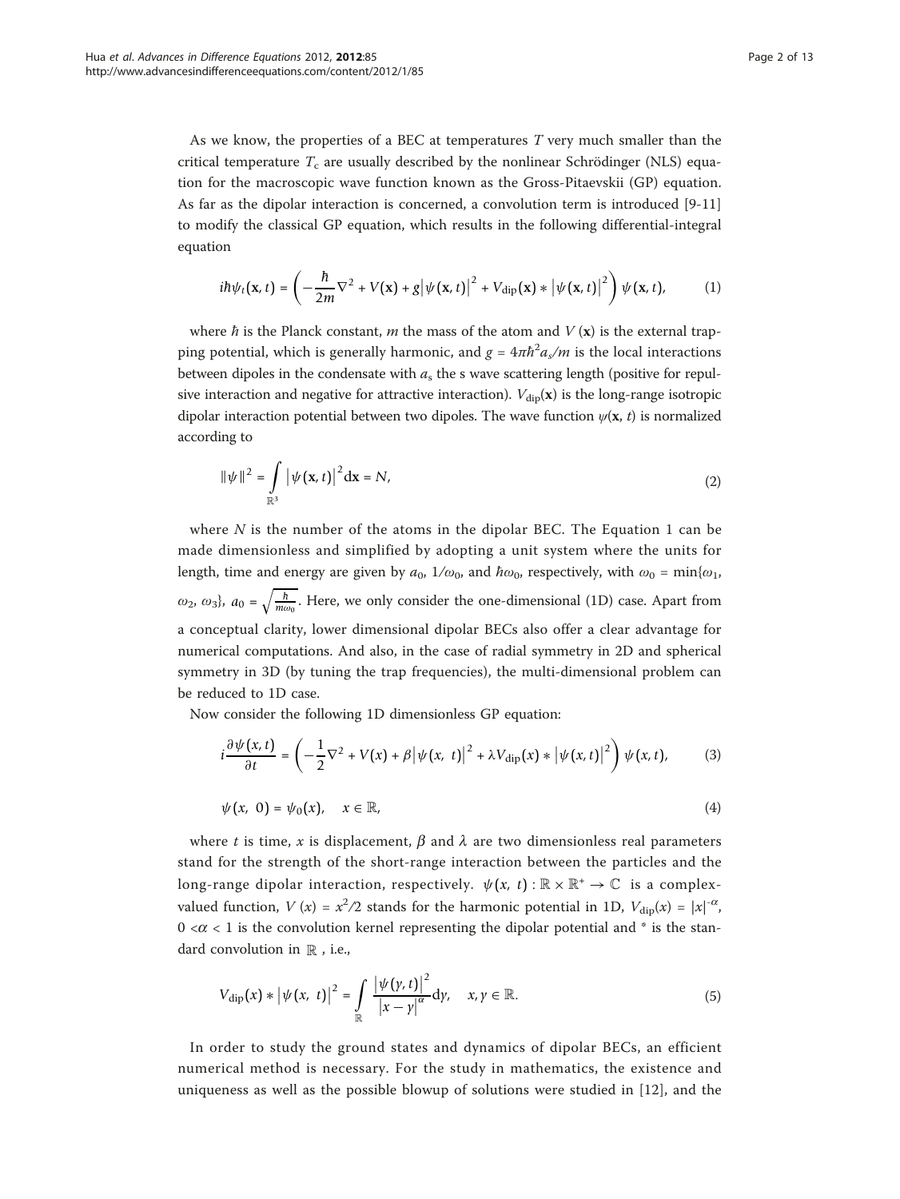As we know, the properties of a BEC at temperatures $T$ very much smaller than the critical temperature $T_c$ are usually described by the nonlinear Schrödinger (NLS) equation for the macroscopic wave function known as the Gross-Pitaevskii (GP) equation. As far as the dipolar interaction is concerned, a convolution term is introduced [9-11] to modify the classical GP equation, which results in the following differential-integral equation

$$i\hbar\psi_t(\mathbf{x}, t) = \left(-\frac{\hbar}{2m}\nabla^2 + V(\mathbf{x}) + g\left|\psi(\mathbf{x}, t)\right|^2 + V_{\text{dip}}(\mathbf{x}) * \left|\psi(\mathbf{x}, t)\right|^2\right)\psi(\mathbf{x}, t), \qquad (1)$$

where $\hbar$ is the Planck constant, $m$ the mass of the atom and $V(\mathbf{x})$ is the external trapping potential, which is generally harmonic, and $g = 4\pi\hbar^2 a_s/m$ is the local interactions between dipoles in the condensate with $a_s$ the s wave scattering length (positive for repulsive interaction and negative for attractive interaction). $V_{\text{dip}}(\mathbf{x})$ is the long-range isotropic dipolar interaction potential between two dipoles. The wave function $\psi(\mathbf{x}, t)$ is normalized according to

$$\|\psi\|^2 = \int_{\mathbb{R}^3} \left|\psi(\mathbf{x}, t)\right|^2 \mathrm{d}\mathbf{x} = N, \qquad (2)$$

where $N$ is the number of the atoms in the dipolar BEC. The Equation 1 can be made dimensionless and simplified by adopting a unit system where the units for length, time and energy are given by $a_0$, $1/\omega_0$, and $\hbar\omega_0$, respectively, with $\omega_0 = \min\{\omega_1, \omega_2, \omega_3\}$, $a_0 = \sqrt{\frac{\hbar}{m\omega_0}}$. Here, we only consider the one-dimensional (1D) case. Apart from a conceptual clarity, lower dimensional dipolar BECs also offer a clear advantage for numerical computations. And also, in the case of radial symmetry in 2D and spherical symmetry in 3D (by tuning the trap frequencies), the multi-dimensional problem can be reduced to 1D case.

Now consider the following 1D dimensionless GP equation:

$$i\frac{\partial\psi(x, t)}{\partial t} = \left(-\frac{1}{2}\nabla^2 + V(x) + \beta\left|\psi(x, t)\right|^2 + \lambda V_{\text{dip}}(x) * \left|\psi(x, t)\right|^2\right)\psi(x, t), \qquad (3)$$

$$\psi(x, 0) = \psi_0(x), \quad x \in \mathbb{R}, \qquad (4)$$

where $t$ is time, $x$ is displacement, $\beta$ and $\lambda$ are two dimensionless real parameters stand for the strength of the short-range interaction between the particles and the long-range dipolar interaction, respectively. $\psi(x, t) : \mathbb{R} \times \mathbb{R}^+ \to \mathbb{C}$ is a complex-valued function, $V(x) = x^2/2$ stands for the harmonic potential in 1D, $V_{\text{dip}}(x) = |x|^{-\alpha}$, $0 < \alpha < 1$ is the convolution kernel representing the dipolar potential and * is the standard convolution in $\mathbb{R}$, i.e.,

$$V_{\text{dip}}(x) * \left|\psi(x, t)\right|^2 = \int_{\mathbb{R}} \frac{\left|\psi(y, t)\right|^2}{\left|x - y\right|^\alpha}\mathrm{d}y, \quad x, y \in \mathbb{R}. \qquad (5)$$

In order to study the ground states and dynamics of dipolar BECs, an efficient numerical method is necessary. For the study in mathematics, the existence and uniqueness as well as the possible blowup of solutions were studied in [12], and the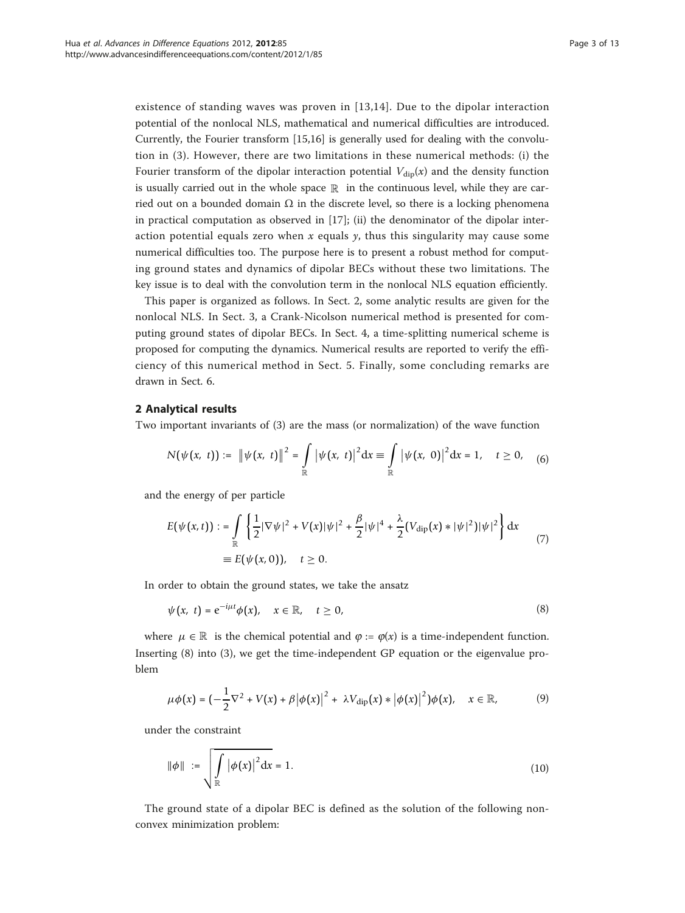existence of standing waves was proven in [13,14]. Due to the dipolar interaction potential of the nonlocal NLS, mathematical and numerical difficulties are introduced. Currently, the Fourier transform [15,16] is generally used for dealing with the convolution in (3). However, there are two limitations in these numerical methods: (i) the Fourier transform of the dipolar interaction potential $V_{\text{dip}}(x)$ and the density function is usually carried out in the whole space $\mathbb{R}$ in the continuous level, while they are carried out on a bounded domain $\Omega$ in the discrete level, so there is a locking phenomena in practical computation as observed in [17]; (ii) the denominator of the dipolar interaction potential equals zero when $x$ equals $y$, thus this singularity may cause some numerical difficulties too. The purpose here is to present a robust method for computing ground states and dynamics of dipolar BECs without these two limitations. The key issue is to deal with the convolution term in the nonlocal NLS equation efficiently.

This paper is organized as follows. In Sect. 2, some analytic results are given for the nonlocal NLS. In Sect. 3, a Crank-Nicolson numerical method is presented for computing ground states of dipolar BECs. In Sect. 4, a time-splitting numerical scheme is proposed for computing the dynamics. Numerical results are reported to verify the efficiency of this numerical method in Sect. 5. Finally, some concluding remarks are drawn in Sect. 6.

## 2 Analytical results

Two important invariants of (3) are the mass (or normalization) of the wave function

$$N(\psi(x,\ t)) := \ \|\psi(x,\ t)\|^2 = \int_{\mathbb{R}} |\psi(x,\ t)|^2 \mathrm{d}x \equiv \int_{\mathbb{R}} |\psi(x,\ 0)|^2 \mathrm{d}x = 1, \quad t \geq 0, \tag{6}$$

and the energy of per particle

$$\begin{aligned} E(\psi(x,t)) :&= \int_{\mathbb{R}} \left\{ \frac{1}{2}|\nabla\psi|^2 + V(x)|\psi|^2 + \frac{\beta}{2}|\psi|^4 + \frac{\lambda}{2}(V_{\text{dip}}(x) * |\psi|^2)|\psi|^2 \right\} \mathrm{d}x \\ &\equiv E(\psi(x,0)), \quad t \geq 0. \end{aligned} \tag{7}$$

In order to obtain the ground states, we take the ansatz

$$\psi(x,\ t) = \mathrm{e}^{-i\mu t}\phi(x), \quad x \in \mathbb{R}, \quad t \geq 0, \tag{8}$$

where $\mu \in \mathbb{R}$ is the chemical potential and $\varphi := \varphi(x)$ is a time-independent function. Inserting (8) into (3), we get the time-independent GP equation or the eigenvalue problem

$$\mu\phi(x) = (-\frac{1}{2}\nabla^2 + V(x) + \beta|\phi(x)|^2 + \ \lambda V_{\text{dip}}(x) * |\phi(x)|^2)\phi(x), \quad x \in \mathbb{R}, \tag{9}$$

under the constraint

$$\|\phi\| \ := \sqrt{\int_{\mathbb{R}} |\phi(x)|^2 \mathrm{d}x} = 1. \tag{10}$$

The ground state of a dipolar BEC is defined as the solution of the following non-convex minimization problem: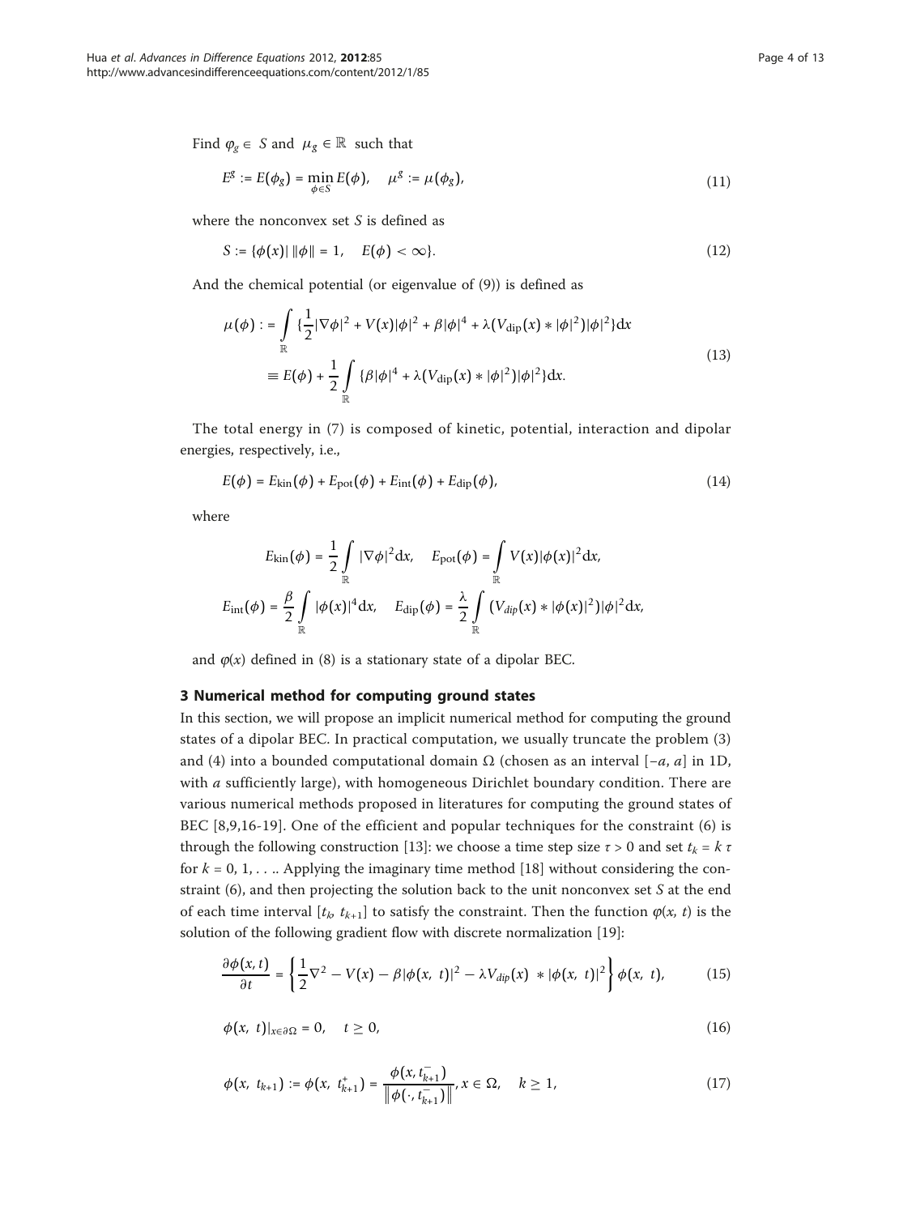Find $\varphi_g \in S$ and $\mu_g \in \mathbb{R}$ such that

$$E^g := E(\phi_g) = \min_{\phi \in S} E(\phi), \quad \mu^g := \mu(\phi_g), \tag{11}$$

where the nonconvex set $S$ is defined as

$$S := \{\phi(x) | \, \|\phi\| = 1, \quad E(\phi) < \infty\}. \tag{12}$$

And the chemical potential (or eigenvalue of (9)) is defined as

$$\begin{aligned}\mu(\phi) :&= \int_{\mathbb{R}} \{\frac{1}{2}|\nabla\phi|^2 + V(x)|\phi|^2 + \beta|\phi|^4 + \lambda(V_{\text{dip}}(x) * |\phi|^2)|\phi|^2\}\text{d}x \\ &\equiv E(\phi) + \frac{1}{2}\int_{\mathbb{R}} \{\beta|\phi|^4 + \lambda(V_{\text{dip}}(x) * |\phi|^2)|\phi|^2\}\text{d}x.\end{aligned} \tag{13}$$

The total energy in (7) is composed of kinetic, potential, interaction and dipolar energies, respectively, i.e.,

$$E(\phi) = E_{\text{kin}}(\phi) + E_{\text{pot}}(\phi) + E_{\text{int}}(\phi) + E_{\text{dip}}(\phi), \tag{14}$$

where

$$E_{\text{kin}}(\phi) = \frac{1}{2}\int_{\mathbb{R}} |\nabla\phi|^2 \text{d}x, \quad E_{\text{pot}}(\phi) = \int_{\mathbb{R}} V(x)|\phi(x)|^2 \text{d}x,$$

$$E_{\text{int}}(\phi) = \frac{\beta}{2}\int_{\mathbb{R}} |\phi(x)|^4 \text{d}x, \quad E_{\text{dip}}(\phi) = \frac{\lambda}{2}\int_{\mathbb{R}} (V_{dip}(x) * |\phi(x)|^2)|\phi|^2 \text{d}x,$$

and $\varphi(x)$ defined in (8) is a stationary state of a dipolar BEC.

## 3 Numerical method for computing ground states

In this section, we will propose an implicit numerical method for computing the ground states of a dipolar BEC. In practical computation, we usually truncate the problem (3) and (4) into a bounded computational domain $\Omega$ (chosen as an interval $[-a, a]$ in 1D, with $a$ sufficiently large), with homogeneous Dirichlet boundary condition. There are various numerical methods proposed in literatures for computing the ground states of BEC [8,9,16-19]. One of the efficient and popular techniques for the constraint (6) is through the following construction [13]: we choose a time step size $\tau > 0$ and set $t_k = k\,\tau$ for $k = 0, 1, \ldots$. Applying the imaginary time method [18] without considering the constraint (6), and then projecting the solution back to the unit nonconvex set $S$ at the end of each time interval $[t_k, t_{k+1}]$ to satisfy the constraint. Then the function $\varphi(x, t)$ is the solution of the following gradient flow with discrete normalization [19]:

$$\frac{\partial\phi(x,t)}{\partial t} = \left\{\frac{1}{2}\nabla^2 - V(x) - \beta|\phi(x,\ t)|^2 - \lambda V_{dip}(x)\ * |\phi(x,\ t)|^2\right\}\phi(x,\ t), \tag{15}$$

$$\phi(x,\ t)|_{x\in\partial\Omega} = 0, \quad t \geq 0, \tag{16}$$

$$\phi(x,\ t_{k+1}) := \phi(x,\ t_{k+1}^{+}) = \frac{\phi(x, t_{k+1}^{-})}{\left\|\phi(\cdot, t_{k+1}^{-})\right\|}, x \in \Omega, \quad k \geq 1, \tag{17}$$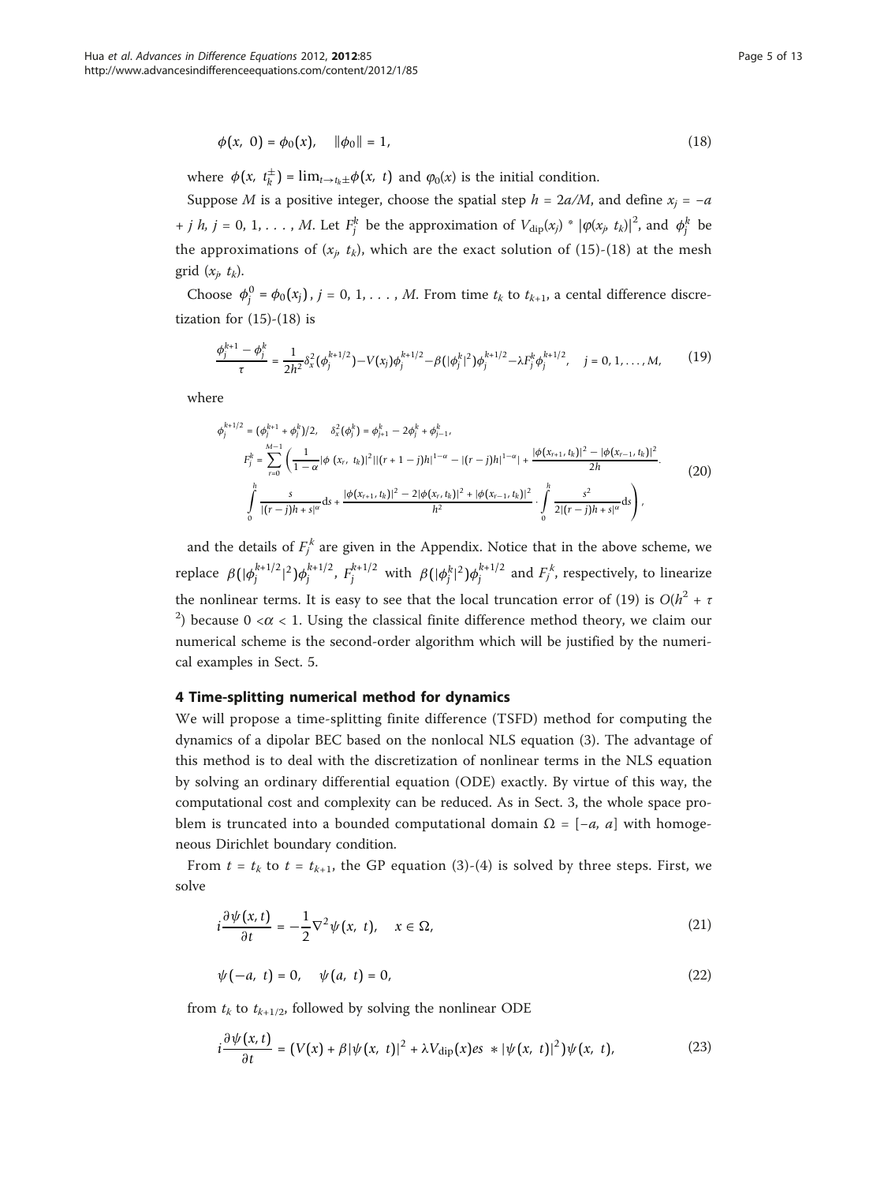$$\phi(x,\ 0) = \phi_0(x), \quad \|\phi_0\| = 1, \tag{18}$$

where $\phi(x,\ t_k^{\pm}) = \lim_{t\to t_k\pm}\phi(x,\ t)$ and $\varphi_0(x)$ is the initial condition.

Suppose $M$ is a positive integer, choose the spatial step $h = 2a/M$, and define $x_j = -a + j\ h$, $j = 0, 1, \ldots, M$. Let $F_j^k$ be the approximation of $V_{\text{dip}}(x_j) * |\varphi(x_j,\ t_k)|^2$, and $\phi_j^k$ be the approximations of $(x_j,\ t_k)$, which are the exact solution of (15)-(18) at the mesh grid $(x_j,\ t_k)$.

Choose $\phi_j^0 = \phi_0(x_j)$, $j = 0, 1, \ldots, M$. From time $t_k$ to $t_{k+1}$, a cental difference discretization for (15)-(18) is

$$\frac{\phi_j^{k+1} - \phi_j^k}{\tau} = \frac{1}{2h^2}\delta_x^2(\phi_j^{k+1/2}) - V(x_j)\phi_j^{k+1/2} - \beta(|\phi_j^k|^2)\phi_j^{k+1/2} - \lambda F_j^k\phi_j^{k+1/2}, \quad j = 0, 1, \ldots, M, \tag{19}$$

where

$$\begin{aligned}
&\phi_j^{k+1/2} = (\phi_j^{k+1} + \phi_j^k)/2, \quad \delta_x^2(\phi_j^k) = \phi_{j+1}^k - 2\phi_j^k + \phi_{j-1}^k, \\
&F_j^k = \sum_{r=0}^{M-1}\left(\frac{1}{1-\alpha}|\phi\ (x_r,\ t_k)|^2||(r+1-j)h|^{1-\alpha} - |(r-j)h|^{1-\alpha}| + \frac{|\phi(x_{r+1},t_k)|^2 - |\phi(x_{r-1},t_k)|^2}{2h}\cdot\right. \\
&\left.\int_0^h \frac{s}{|(r-j)h+s|^{\alpha}}ds + \frac{|\phi(x_{r+1},t_k)|^2 - 2|\phi(x_r,t_k)|^2 + |\phi(x_{r-1},t_k)|^2}{h^2}\cdot\int_0^h \frac{s^2}{2|(r-j)h+s|^{\alpha}}ds\right),
\end{aligned} \tag{20}$$

and the details of $F_j^k$ are given in the Appendix. Notice that in the above scheme, we replace $\beta(|\phi_j^{k+1/2}|^2)\phi_j^{k+1/2}$, $F_j^{k+1/2}$ with $\beta(|\phi_j^k|^2)\phi_j^{k+1/2}$ and $F_j^k$, respectively, to linearize the nonlinear terms. It is easy to see that the local truncation error of (19) is $O(h^2 + \tau^2)$ because $0 < \alpha < 1$. Using the classical finite difference method theory, we claim our numerical scheme is the second-order algorithm which will be justified by the numerical examples in Sect. 5.

## 4 Time-splitting numerical method for dynamics

We will propose a time-splitting finite difference (TSFD) method for computing the dynamics of a dipolar BEC based on the nonlocal NLS equation (3). The advantage of this method is to deal with the discretization of nonlinear terms in the NLS equation by solving an ordinary differential equation (ODE) exactly. By virtue of this way, the computational cost and complexity can be reduced. As in Sect. 3, the whole space problem is truncated into a bounded computational domain $\Omega = [-a,\ a]$ with homogeneous Dirichlet boundary condition.

From $t = t_k$ to $t = t_{k+1}$, the GP equation (3)-(4) is solved by three steps. First, we solve

$$i\frac{\partial\psi(x,t)}{\partial t} = -\frac{1}{2}\nabla^2\psi(x,\ t), \quad x \in \Omega, \tag{21}$$

$$\psi(-a,\ t) = 0, \quad \psi(a,\ t) = 0, \tag{22}$$

from $t_k$ to $t_{k+1/2}$, followed by solving the nonlinear ODE

$$i\frac{\partial\psi(x,t)}{\partial t} = (V(x) + \beta|\psi(x,\ t)|^2 + \lambda V_{\text{dip}}(x)es\ *|\psi(x,\ t)|^2)\psi(x,\ t), \tag{23}$$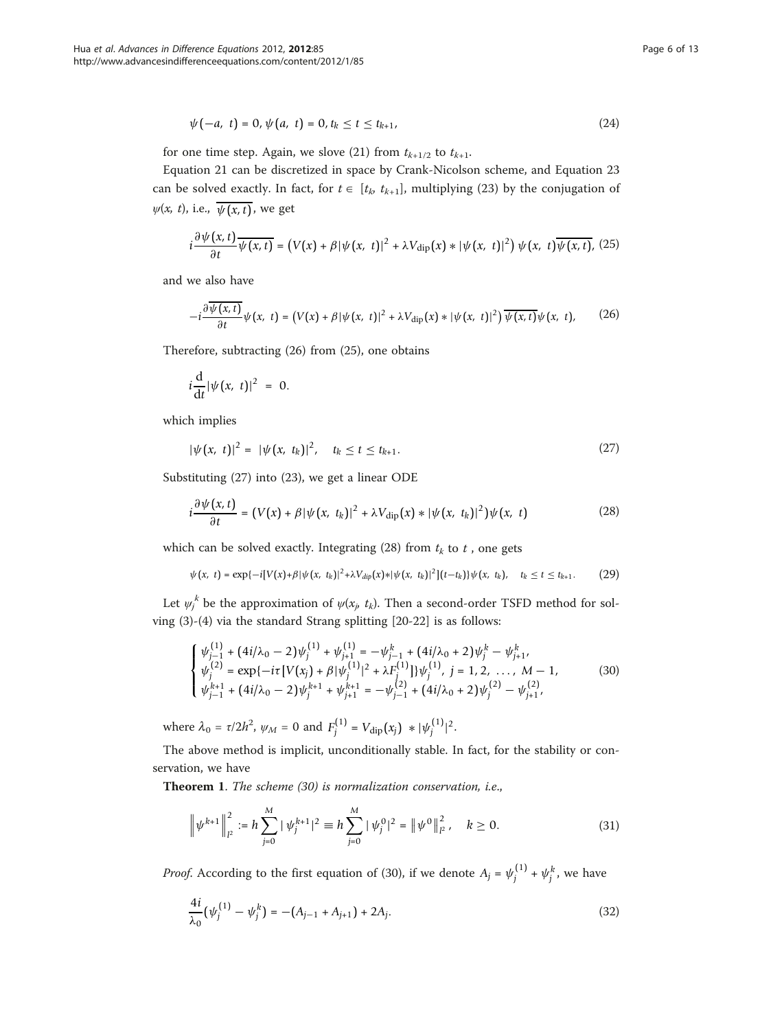$$\psi(-a,\ t) = 0, \psi(a,\ t) = 0, t_k \le t \le t_{k+1}, \tag{24}$$

for one time step. Again, we slove (21) from $t_{k+1/2}$ to $t_{k+1}$.

Equation 21 can be discretized in space by Crank-Nicolson scheme, and Equation 23 can be solved exactly. In fact, for $t \in [t_k, t_{k+1}]$, multiplying (23) by the conjugation of $\psi(x, t)$, i.e., $\overline{\psi(x,t)}$, we get

$$i\frac{\partial\psi(x,t)}{\partial t}\overline{\psi(x,t)} = \left(V(x) + \beta|\psi(x,\ t)|^2 + \lambda V_{\text{dip}}(x) * |\psi(x,\ t)|^2\right)\psi(x,\ t)\overline{\psi(x,t)}, \tag{25}$$

and we also have

$$-i\frac{\partial\overline{\psi(x,t)}}{\partial t}\psi(x,\ t) = \left(V(x) + \beta|\psi(x,\ t)|^2 + \lambda V_{\text{dip}}(x) * |\psi(x,\ t)|^2\right)\overline{\psi(x,t)}\psi(x,\ t), \tag{26}$$

Therefore, subtracting (26) from (25), one obtains

$$i\frac{\mathrm{d}}{\mathrm{d}t}|\psi(x,\ t)|^2 = 0.$$

which implies

$$|\psi(x,\ t)|^2 = |\psi(x,\ t_k)|^2, \quad t_k \le t \le t_{k+1}. \tag{27}$$

Substituting (27) into (23), we get a linear ODE

$$i\frac{\partial\psi(x,t)}{\partial t} = (V(x) + \beta|\psi(x,\ t_k)|^2 + \lambda V_{\text{dip}}(x) * |\psi(x,\ t_k)|^2)\psi(x,\ t) \tag{28}$$

which can be solved exactly. Integrating (28) from $t_k$ to $t$, one gets

$$\psi(x,\ t) = \exp\{-i[V(x)+\beta|\psi(x,\ t_k)|^2+\lambda V_{dip}(x)*|\psi(x,\ t_k)|^2](t-t_k)\}\psi(x,\ t_k), \quad t_k \le t \le t_{k+1}. \tag{29}$$

Let $\psi_j^k$ be the approximation of $\psi(x_j, t_k)$. Then a second-order TSFD method for solving (3)-(4) via the standard Strang splitting [20-22] is as follows:

$$\begin{cases} \psi_{j-1}^{(1)} + (4i/\lambda_0 - 2)\psi_j^{(1)} + \psi_{j+1}^{(1)} = -\psi_{j-1}^k + (4i/\lambda_0 + 2)\psi_j^k - \psi_{j+1}^k, \\ \psi_j^{(2)} = \exp\{-i\tau[V(x_j) + \beta|\psi_j^{(1)}|^2 + \lambda F_j^{(1)}]\}\psi_j^{(1)},\ j = 1, 2,\ \ldots,\ M-1, \\ \psi_{j-1}^{k+1} + (4i/\lambda_0 - 2)\psi_j^{k+1} + \psi_{j+1}^{k+1} = -\psi_{j-1}^{(2)} + (4i/\lambda_0 + 2)\psi_j^{(2)} - \psi_{j+1}^{(2)}, \end{cases} \tag{30}$$

where $\lambda_0 = \tau/2h^2$, $\psi_M = 0$ and $F_j^{(1)} = V_{\text{dip}}(x_j) * |\psi_j^{(1)}|^2$.

The above method is implicit, unconditionally stable. In fact, for the stability or conservation, we have

**Theorem 1**. *The scheme (30) is normalization conservation, i.e.,*

$$\left\|\psi^{k+1}\right\|_{l^2}^2 := h\sum_{j=0}^{M}|\psi_j^{k+1}|^2 \equiv h\sum_{j=0}^{M}|\psi_j^0|^2 = \left\|\psi^0\right\|_{l^2}^2, \quad k \ge 0. \tag{31}$$

*Proof*. According to the first equation of (30), if we denote $A_j = \psi_j^{(1)} + \psi_j^k$, we have

$$\frac{4i}{\lambda_0}(\psi_j^{(1)} - \psi_j^k) = -(A_{j-1} + A_{j+1}) + 2A_j. \tag{32}$$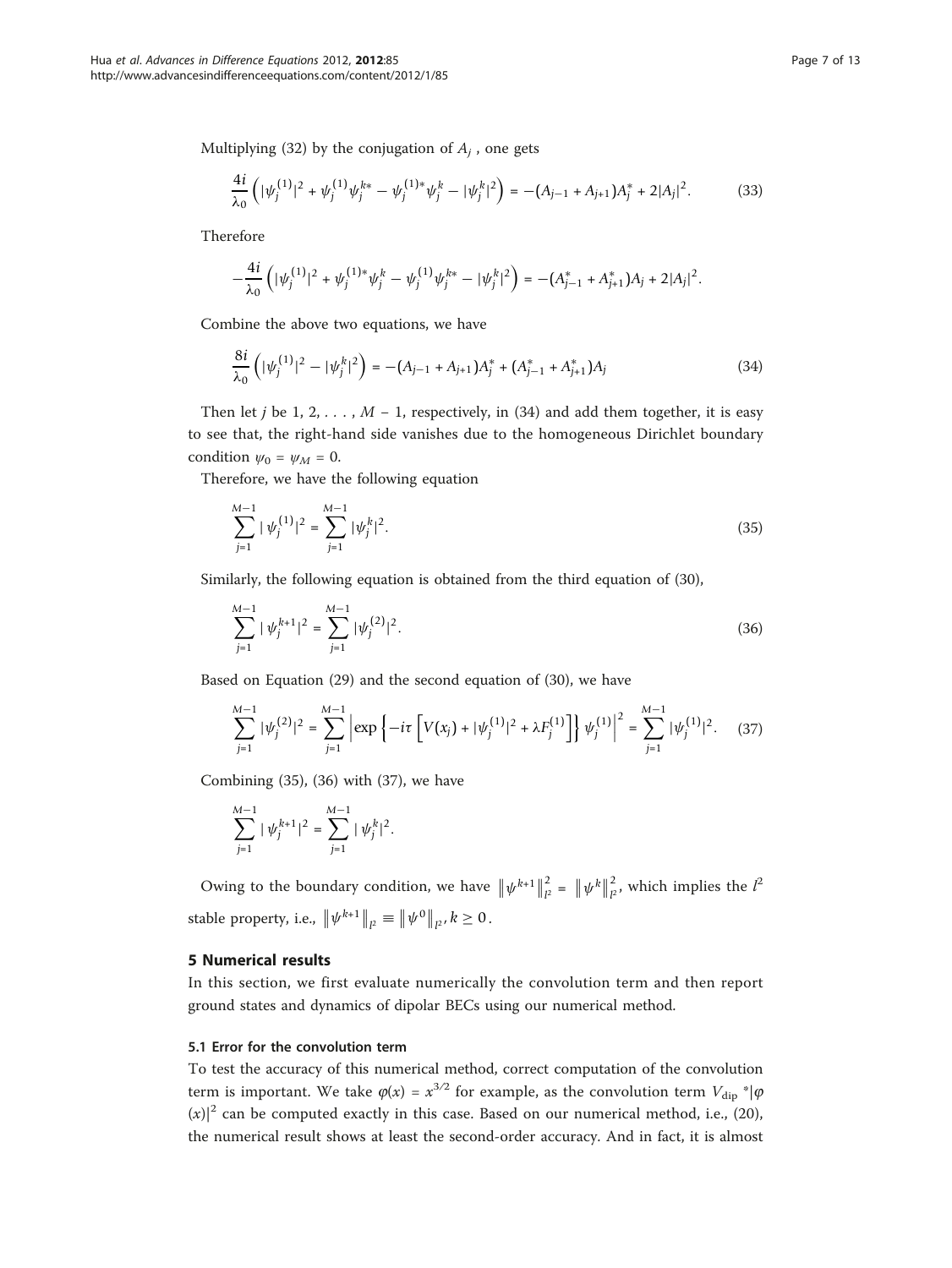Multiplying (32) by the conjugation of $A_j$ , one gets

$$\frac{4i}{\lambda_0}\left(|\psi_j^{(1)}|^2+\psi_j^{(1)}\psi_j^{k*}-\psi_j^{(1)*}\psi_j^k-|\psi_j^k|^2\right)=-(A_{j-1}+A_{j+1})A_j^*+2|A_j|^2. \tag{33}$$

Therefore

$$-\frac{4i}{\lambda_0}\left(|\psi_j^{(1)}|^2+\psi_j^{(1)*}\psi_j^k-\psi_j^{(1)}\psi_j^{k*}-|\psi_j^k|^2\right)=-(A_{j-1}^*+A_{j+1}^*)A_j+2|A_j|^2.$$

Combine the above two equations, we have

$$\frac{8i}{\lambda_0}\left(|\psi_j^{(1)}|^2-|\psi_j^k|^2\right)=-(A_{j-1}+A_{j+1})A_j^*+(A_{j-1}^*+A_{j+1}^*)A_j \tag{34}$$

Then let $j$ be 1, 2, . . . , $M$ − 1, respectively, in (34) and add them together, it is easy to see that, the right-hand side vanishes due to the homogeneous Dirichlet boundary condition $\psi_0 = \psi_M = 0$.

Therefore, we have the following equation

$$\sum_{j=1}^{M-1}|\psi_j^{(1)}|^2=\sum_{j=1}^{M-1}|\psi_j^k|^2. \tag{35}$$

Similarly, the following equation is obtained from the third equation of (30),

$$\sum_{j=1}^{M-1}|\psi_j^{k+1}|^2=\sum_{j=1}^{M-1}|\psi_j^{(2)}|^2. \tag{36}$$

Based on Equation (29) and the second equation of (30), we have

$$\sum_{j=1}^{M-1}|\psi_j^{(2)}|^2=\sum_{j=1}^{M-1}\left|\exp\left\{-i\tau\left[V(x_j)+|\psi_j^{(1)}|^2+\lambda F_j^{(1)}\right]\right\}\psi_j^{(1)}\right|^2=\sum_{j=1}^{M-1}|\psi_j^{(1)}|^2. \tag{37}$$

Combining (35), (36) with (37), we have

$$\sum_{j=1}^{M-1}|\psi_j^{k+1}|^2=\sum_{j=1}^{M-1}|\psi_j^k|^2.$$

Owing to the boundary condition, we have $\|\psi^{k+1}\|_{l^2}^2=\|\psi^k\|_{l^2}^2$, which implies the $l^2$ stable property, i.e., $\|\psi^{k+1}\|_{l^2}\equiv\|\psi^0\|_{l^2}, k\geq 0$.

## 5 Numerical results

In this section, we first evaluate numerically the convolution term and then report ground states and dynamics of dipolar BECs using our numerical method.

### 5.1 Error for the convolution term

To test the accuracy of this numerical method, correct computation of the convolution term is important. We take $\varphi(x) = x^{3/2}$ for example, as the convolution term $V_{\text{dip}} * |\varphi(x)|^2$ can be computed exactly in this case. Based on our numerical method, i.e., (20), the numerical result shows at least the second-order accuracy. And in fact, it is almost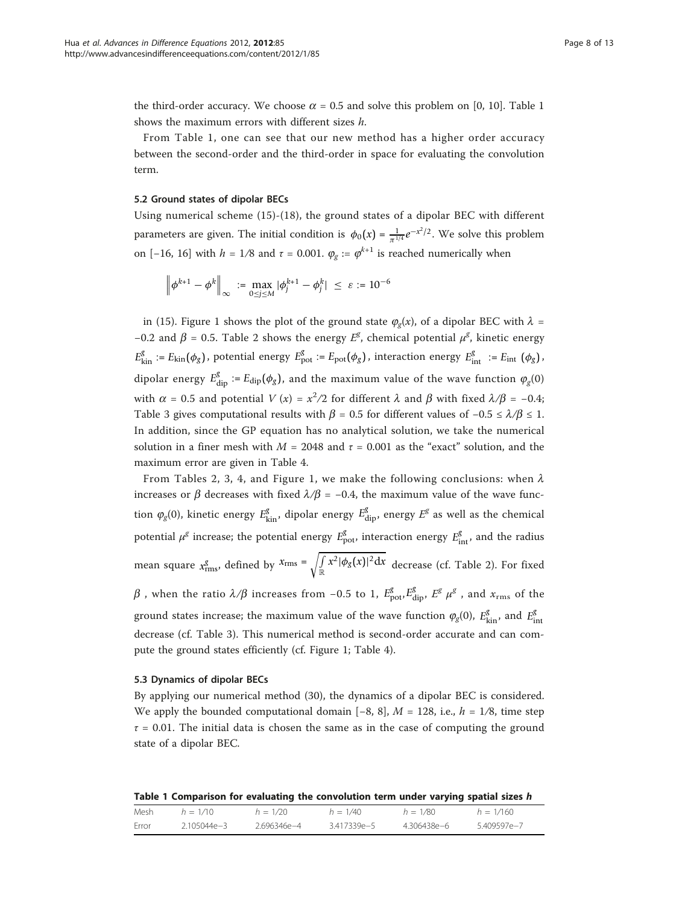the third-order accuracy. We choose $\alpha = 0.5$ and solve this problem on [0, 10]. Table 1 shows the maximum errors with different sizes $h$.

From Table 1, one can see that our new method has a higher order accuracy between the second-order and the third-order in space for evaluating the convolution term.

### 5.2 Ground states of dipolar BECs

Using numerical scheme (15)-(18), the ground states of a dipolar BEC with different parameters are given. The initial condition is $\phi_0(x) = \frac{1}{\pi^{1/4}} e^{-x^2/2}$. We solve this problem on [−16, 16] with $h = 1/8$ and $\tau = 0.001$. $\varphi_g := \varphi^{k+1}$ is reached numerically when

$$\left\| \phi^{k+1} - \phi^{k} \right\|_{\infty} := \max_{0 \le j \le M} |\phi_j^{k+1} - \phi_j^{k}| \le \varepsilon := 10^{-6}$$

in (15). Figure 1 shows the plot of the ground state $\varphi_g(x)$, of a dipolar BEC with $\lambda = -0.2$ and $\beta = 0.5$. Table 2 shows the energy $E^g$, chemical potential $\mu^g$, kinetic energy $E_{\text{kin}}^g := E_{\text{kin}}(\phi_g)$, potential energy $E_{\text{pot}}^g := E_{\text{pot}}(\phi_g)$, interaction energy $E_{\text{int}}^g := E_{\text{int}}(\phi_g)$, dipolar energy $E_{\text{dip}}^g := E_{\text{dip}}(\phi_g)$, and the maximum value of the wave function $\varphi_g(0)$ with $\alpha = 0.5$ and potential $V(x) = x^2/2$ for different $\lambda$ and $\beta$ with fixed $\lambda/\beta = -0.4$; Table 3 gives computational results with $\beta = 0.5$ for different values of $-0.5 \le \lambda/\beta \le 1$. In addition, since the GP equation has no analytical solution, we take the numerical solution in a finer mesh with $M = 2048$ and $\tau = 0.001$ as the "exact" solution, and the maximum error are given in Table 4.

From Tables 2, 3, 4, and Figure 1, we make the following conclusions: when $\lambda$ increases or $\beta$ decreases with fixed $\lambda/\beta = -0.4$, the maximum value of the wave function $\varphi_g(0)$, kinetic energy $E_{\text{kin}}^g$, dipolar energy $E_{\text{dip}}^g$, energy $E^g$ as well as the chemical potential $\mu^g$ increase; the potential energy $E_{\text{pot}}^g$, interaction energy $E_{\text{int}}^g$, and the radius mean square $x_{\text{rms}}^g$, defined by $x_{\text{rms}} = \sqrt{\int_{\mathbb{R}} x^2 |\phi_g(x)|^2 \mathrm{d}x}$ decrease (cf. Table 2). For fixed $\beta$, when the ratio $\lambda/\beta$ increases from −0.5 to 1, $E_{\text{pot}}^g, E_{\text{dip}}^g$, $E^g$ $\mu^g$, and $x_{\text{rms}}$ of the ground states increase; the maximum value of the wave function $\varphi_g(0)$, $E_{\text{kin}}^g$, and $E_{\text{int}}^g$ decrease (cf. Table 3). This numerical method is second-order accurate and can compute the ground states efficiently (cf. Figure 1; Table 4).

### 5.3 Dynamics of dipolar BECs

By applying our numerical method (30), the dynamics of a dipolar BEC is considered. We apply the bounded computational domain [−8, 8], $M = 128$, i.e., $h = 1/8$, time step $\tau = 0.01$. The initial data is chosen the same as in the case of computing the ground state of a dipolar BEC.

**Table 1 Comparison for evaluating the convolution term under varying spatial sizes $h$**

| Mesh | $h = 1/10$ | $h = 1/20$ | $h = 1/40$ | $h = 1/80$ | $h = 1/160$ |
|---|---|---|---|---|---|
| Error | 2.105044e−3 | 2.696346e−4 | 3.417339e−5 | 4.306438e−6 | 5.409597e−7 |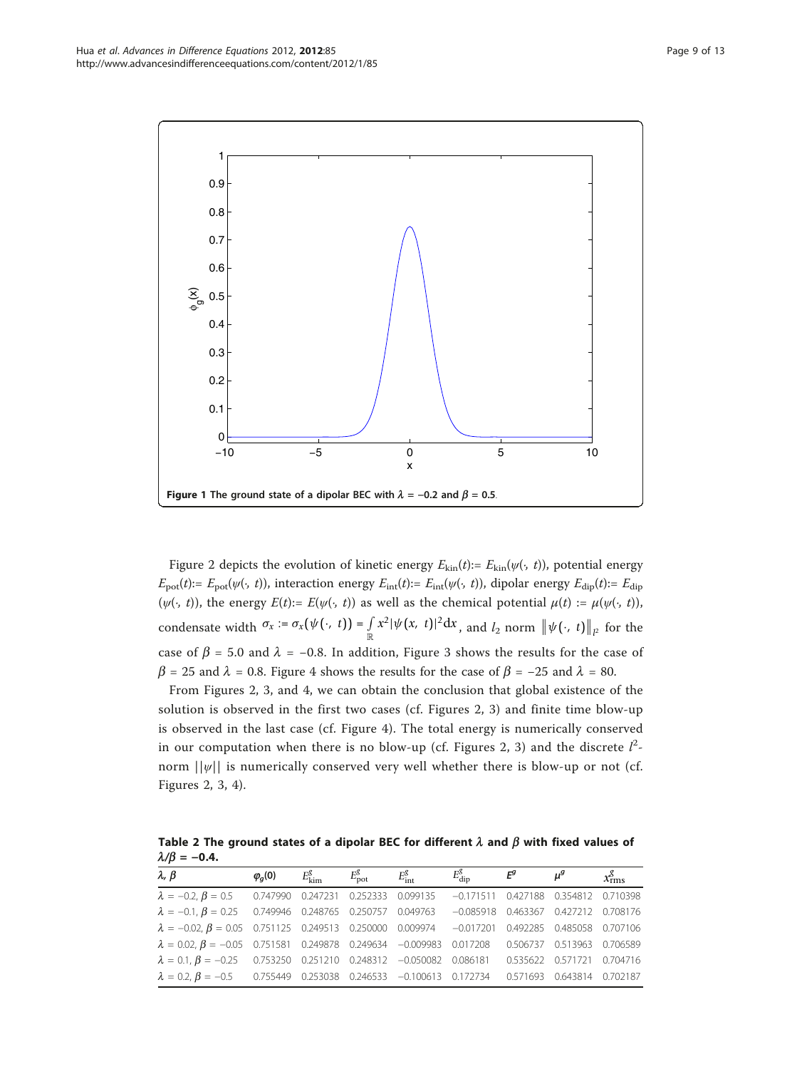**Figure 1 The ground state of a dipolar BEC with $\lambda = -0.2$ and $\beta = 0.5$.**

Figure 2 depicts the evolution of kinetic energy $E_{\text{kin}}(t) := E_{\text{kin}}(\psi(\cdot, t))$, potential energy $E_{\text{pot}}(t) := E_{\text{pot}}(\psi(\cdot, t))$, interaction energy $E_{\text{int}}(t) := E_{\text{int}}(\psi(\cdot, t))$, dipolar energy $E_{\text{dip}}(t) := E_{\text{dip}}(\psi(\cdot, t))$, the energy $E(t) := E(\psi(\cdot, t))$ as well as the chemical potential $\mu(t) := \mu(\psi(\cdot, t))$, condensate width $\sigma_x := \sigma_x(\psi(\cdot, t)) = \int_{\mathbb{R}} x^2 |\psi(x, t)|^2 \mathrm{d}x$, and $l_2$ norm $\|\psi(\cdot, t)\|_{l^2}$ for the case of $\beta = 5.0$ and $\lambda = -0.8$. In addition, Figure 3 shows the results for the case of $\beta = 25$ and $\lambda = 0.8$. Figure 4 shows the results for the case of $\beta = -25$ and $\lambda = 80$.

From Figures 2, 3, and 4, we can obtain the conclusion that global existence of the solution is observed in the first two cases (cf. Figures 2, 3) and finite time blow-up is observed in the last case (cf. Figure 4). The total energy is numerically conserved in our computation when there is no blow-up (cf. Figures 2, 3) and the discrete $l^2$-norm $||\psi||$ is numerically conserved very well whether there is blow-up or not (cf. Figures 2, 3, 4).

**Table 2 The ground states of a dipolar BEC for different $\lambda$ and $\beta$ with fixed values of $\lambda/\beta = -0.4$.**

| $\lambda$, $\beta$ | $\varphi_g(0)$ | $E^g_{\text{kim}}$ | $E^g_{\text{pot}}$ | $E^g_{\text{int}}$ | $E^g_{\text{dip}}$ | $E^g$ | $\mu^g$ | $x^g_{\text{rms}}$ |
|---|---|---|---|---|---|---|---|---|
| $\lambda = -0.2$, $\beta = 0.5$ | 0.747990 | 0.247231 | 0.252333 | 0.099135 | −0.171511 | 0.427188 | 0.354812 | 0.710398 |
| $\lambda = -0.1$, $\beta = 0.25$ | 0.749946 | 0.248765 | 0.250757 | 0.049763 | −0.085918 | 0.463367 | 0.427212 | 0.708176 |
| $\lambda = -0.02$, $\beta = 0.05$ | 0.751125 | 0.249513 | 0.250000 | 0.009974 | −0.017201 | 0.492285 | 0.485058 | 0.707106 |
| $\lambda = 0.02$, $\beta = -0.05$ | 0.751581 | 0.249878 | 0.249634 | −0.009983 | 0.017208 | 0.506737 | 0.513963 | 0.706589 |
| $\lambda = 0.1$, $\beta = -0.25$ | 0.753250 | 0.251210 | 0.248312 | −0.050082 | 0.086181 | 0.535622 | 0.571721 | 0.704716 |
| $\lambda = 0.2$, $\beta = -0.5$ | 0.755449 | 0.253038 | 0.246533 | −0.100613 | 0.172734 | 0.571693 | 0.643814 | 0.702187 |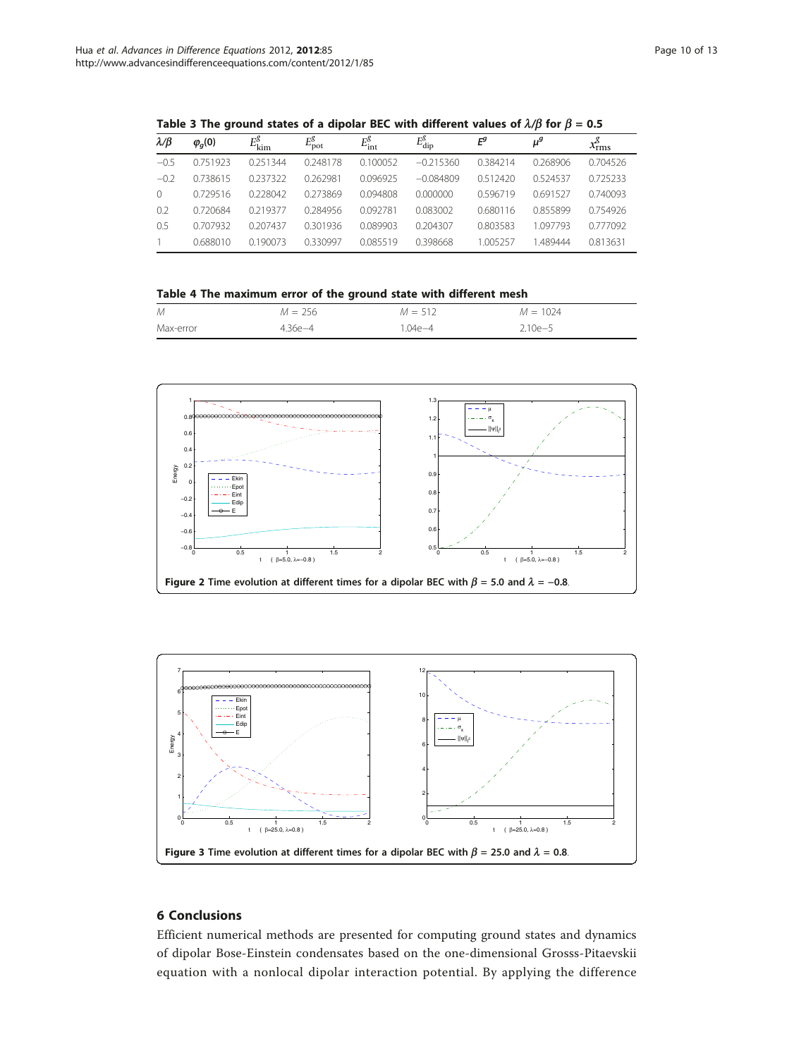**Table 3 The ground states of a dipolar BEC with different values of $\lambda/\beta$ for $\beta = 0.5$**

| $\lambda/\beta$ | $\varphi_g(0)$ | $E^g_{\text{kim}}$ | $E^g_{\text{pot}}$ | $E^g_{\text{int}}$ | $E^g_{\text{dip}}$ | $E^g$ | $\mu^g$ | $x^g_{\text{rms}}$ |
|---|---|---|---|---|---|---|---|---|
| −0.5 | 0.751923 | 0.251344 | 0.248178 | 0.100052 | −0.215360 | 0.384214 | 0.268906 | 0.704526 |
| −0.2 | 0.738615 | 0.237322 | 0.262981 | 0.096925 | −0.084809 | 0.512420 | 0.524537 | 0.725233 |
| 0 | 0.729516 | 0.228042 | 0.273869 | 0.094808 | 0.000000 | 0.596719 | 0.691527 | 0.740093 |
| 0.2 | 0.720684 | 0.219377 | 0.284956 | 0.092781 | 0.083002 | 0.680116 | 0.855899 | 0.754926 |
| 0.5 | 0.707932 | 0.207437 | 0.301936 | 0.089903 | 0.204307 | 0.803583 | 1.097793 | 0.777092 |
| 1 | 0.688010 | 0.190073 | 0.330997 | 0.085519 | 0.398668 | 1.005257 | 1.489444 | 0.813631 |

**Table 4 The maximum error of the ground state with different mesh**

| $M$ | $M = 256$ | $M = 512$ | $M = 1024$ |
|---|---|---|---|
| Max-error | 4.36e−4 | 1.04e−4 | 2.10e−5 |

**Figure 2** Time evolution at different times for a dipolar BEC with $\beta = 5.0$ and $\lambda = -0.8$.

**Figure 3** Time evolution at different times for a dipolar BEC with $\beta = 25.0$ and $\lambda = 0.8$.

## 6 Conclusions

Efficient numerical methods are presented for computing ground states and dynamics of dipolar Bose-Einstein condensates based on the one-dimensional Grosss-Pitaevskii equation with a nonlocal dipolar interaction potential. By applying the difference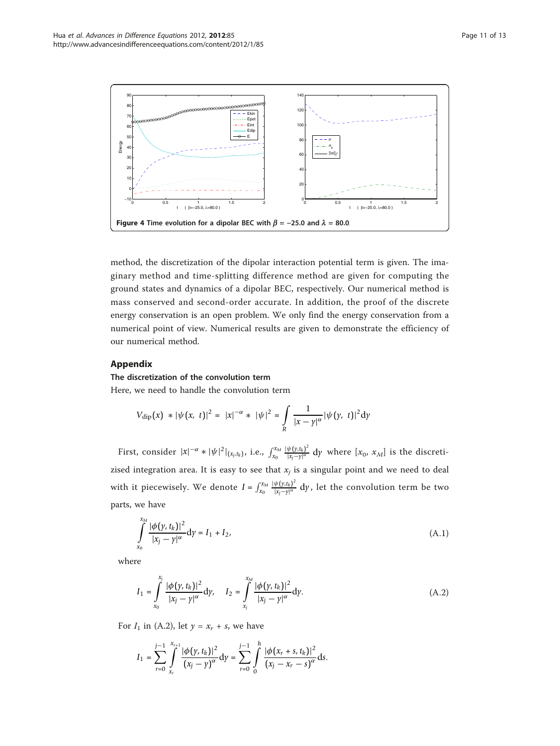**Figure 4 Time evolution for a dipolar BEC with $\beta = -25.0$ and $\lambda = 80.0$.**

method, the discretization of the dipolar interaction potential term is given. The imaginary method and time-splitting difference method are given for computing the ground states and dynamics of a dipolar BEC, respectively. Our numerical method is mass conserved and second-order accurate. In addition, the proof of the discrete energy conservation is an open problem. We only find the energy conservation from a numerical point of view. Numerical results are given to demonstrate the efficiency of our numerical method.

## Appendix

### The discretization of the convolution term

Here, we need to handle the convolution term

$$V_{\text{dip}}(x) * |\psi(x, t)|^2 = |x|^{-\alpha} * |\psi|^2 = \int_R \frac{1}{|x-y|^\alpha}|\psi(y, t)|^2 \mathrm{d}y$$

First, consider $|x|^{-\alpha} * |\psi|^2|_{(x_j, t_k)}$, i.e., $\int_{x_0}^{x_M} \frac{|\psi(y,t_k)|^2}{|x_j - y|^\alpha}\, \mathrm{d}y$ where $[x_0, x_M]$ is the discretizised integration area. It is easy to see that $x_j$ is a singular point and we need to deal with it piecewisely. We denote $I = \int_{x_0}^{x_M} \frac{|\psi(y,t_k)|^2}{|x_j - y|^\alpha}\, \mathrm{d}y$, let the convolution term be two parts, we have

$$\int_{x_0}^{x_M} \frac{|\phi(y, t_k)|^2}{|x_j - y|^\alpha} \mathrm{d}y = I_1 + I_2, \tag{A.1}$$

where

$$I_1 = \int_{x_0}^{x_j} \frac{|\phi(y, t_k)|^2}{|x_j - y|^\alpha} \mathrm{d}y, \quad I_2 = \int_{x_j}^{x_M} \frac{|\phi(y, t_k)|^2}{|x_j - y|^\alpha} \mathrm{d}y. \tag{A.2}$$

For $I_1$ in (A.2), let $y = x_r + s$, we have

$$I_1 = \sum_{r=0}^{j-1} \int_{x_r}^{x_{r+1}} \frac{|\phi(y, t_k)|^2}{(x_j - y)^\alpha} \mathrm{d}y = \sum_{r=0}^{j-1} \int_0^h \frac{|\phi(x_r + s, t_k)|^2}{(x_j - x_r - s)^\alpha} \mathrm{d}s.$$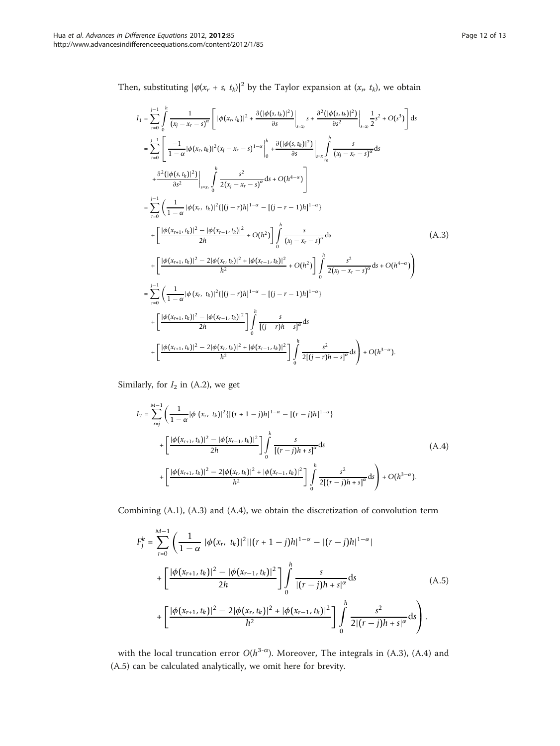Then, substituting $|\varphi(x_r + s, t_k)|^2$ by the Taylor expansion at $(x_r, t_k)$, we obtain

$$
\begin{aligned}
I_1 &= \sum_{r=0}^{j-1} \int_0^h \frac{1}{(x_j - x_r - s)^\alpha} \left[ |\phi(x_r, t_k)|^2 + \frac{\partial(|\phi(s,t_k)|^2)}{\partial s}\bigg|_{s=x_r} s + \frac{\partial^2(|\phi(s,t_k)|^2)}{\partial s^2}\bigg|_{s=x_r} \frac{1}{2}s^2 + O(s^3) \right] \mathrm{d}s \\
&= \sum_{r=0}^{j-1} \left[ \frac{-1}{1-\alpha} |\phi(x_r, t_k)|^2 (x_j - x_r - s)^{1-\alpha} \bigg|_0^h + \frac{\partial(|\phi(s,t_k)|^2)}{\partial s}\bigg|_{s=x_{r_0}} \int_0^h \frac{s}{(x_j - x_r - s)^\alpha} \mathrm{d}s \right. \\
&\quad \left. + \frac{\partial^2(|\phi(s,t_k)|^2)}{\partial s^2}\bigg|_{s=x_r} \int_0^h \frac{s^2}{2(x_j - x_r - s)^\alpha} \mathrm{d}s + O(h^{4-\alpha}) \right] \\
&= \sum_{r=0}^{j-1} \left( \frac{1}{1-\alpha} |\phi(x_r,\ t_k)|^2 \{[(j-r)h]^{1-\alpha} - [(j-r-1)h]^{1-\alpha}\} \right. \\
&\quad + \left[ \frac{|\phi(x_{r+1}, t_k)|^2 - |\phi(x_{r-1}, t_k)|^2}{2h} + O(h^2) \right] \int_0^h \frac{s}{(x_j - x_r - s)^\alpha} \mathrm{d}s \\
&\quad \left. + \left[ \frac{|\phi(x_{r+1}, t_k)|^2 - 2|\phi(x_r, t_k)|^2 + |\phi(x_{r-1}, t_k)|^2}{h^2} + O(h^2) \right] \int_0^h \frac{s^2}{2(x_j - x_r - s)^\alpha} \mathrm{d}s + O(h^{4-\alpha}) \right) \\
&= \sum_{r=0}^{j-1} \left( \frac{1}{1-\alpha} |\phi(x_r,\ t_k)|^2 \{[(j-r)h]^{1-\alpha} - [(j-r-1)h]^{1-\alpha}\} \right. \\
&\quad + \left[ \frac{|\phi(x_{r+1}, t_k)|^2 - |\phi(x_{r-1}, t_k)|^2}{2h} \right] \int_0^h \frac{s}{[(j-r)h - s]^\alpha} \mathrm{d}s \\
&\quad \left. + \left[ \frac{|\phi(x_{r+1}, t_k)|^2 - 2|\phi(x_r, t_k)|^2 + |\phi(x_{r-1}, t_k)|^2}{h^2} \right] \int_0^h \frac{s^2}{2[(j-r)h - s]^\alpha} \mathrm{d}s \right) + O(h^{3-\alpha}).
\end{aligned}
\tag{A.3}
$$

Similarly, for $I_2$ in (A.2), we get

$$
\begin{aligned}
I_2 &= \sum_{r=j}^{M-1} \left( \frac{1}{1-\alpha} |\phi\ (x_r,\ t_k)|^2 \{[(r+1-j)h]^{1-\alpha} - [(r-j)h]^{1-\alpha}\} \right. \\
&\quad + \left[ \frac{|\phi(x_{r+1}, t_k)|^2 - |\phi(x_{r-1}, t_k)|^2}{2h} \right] \int_0^h \frac{s}{[(r-j)h + s]^\alpha} \mathrm{d}s \\
&\quad \left. + \left[ \frac{|\phi(x_{r+1}, t_k)|^2 - 2|\phi(x_r, t_k)|^2 + |\phi(x_{r-1}, t_k)|^2}{h^2} \right] \int_0^h \frac{s^2}{2[(r-j)h + s]^\alpha} \mathrm{d}s \right) + O(h^{3-\alpha}).
\end{aligned}
\tag{A.4}
$$

Combining (A.1), (A.3) and (A.4), we obtain the discretization of convolution term

$$
\begin{aligned}
F_j^k &= \sum_{r=0}^{M-1} \left( \frac{1}{1-\alpha}\ |\phi(x_r,\ t_k)|^2 ||(r+1-j)h|^{1-\alpha} - |(r-j)h|^{1-\alpha}| \right. \\
&\quad + \left[ \frac{|\phi(x_{r+1}, t_k)|^2 - |\phi(x_{r-1}, t_k)|^2}{2h} \right] \int_0^h \frac{s}{|(r-j)h + s|^\alpha} \mathrm{d}s \\
&\quad \left. + \left[ \frac{|\phi(x_{r+1}, t_k)|^2 - 2|\phi(x_r, t_k)|^2 + |\phi(x_{r-1}, t_k)|^2}{h^2} \right] \int_0^h \frac{s^2}{2|(r-j)h + s|^\alpha} \mathrm{d}s \right).
\end{aligned}
\tag{A.5}
$$

with the local truncation error $O(h^{3-\alpha})$. Moreover, The integrals in (A.3), (A.4) and (A.5) can be calculated analytically, we omit here for brevity.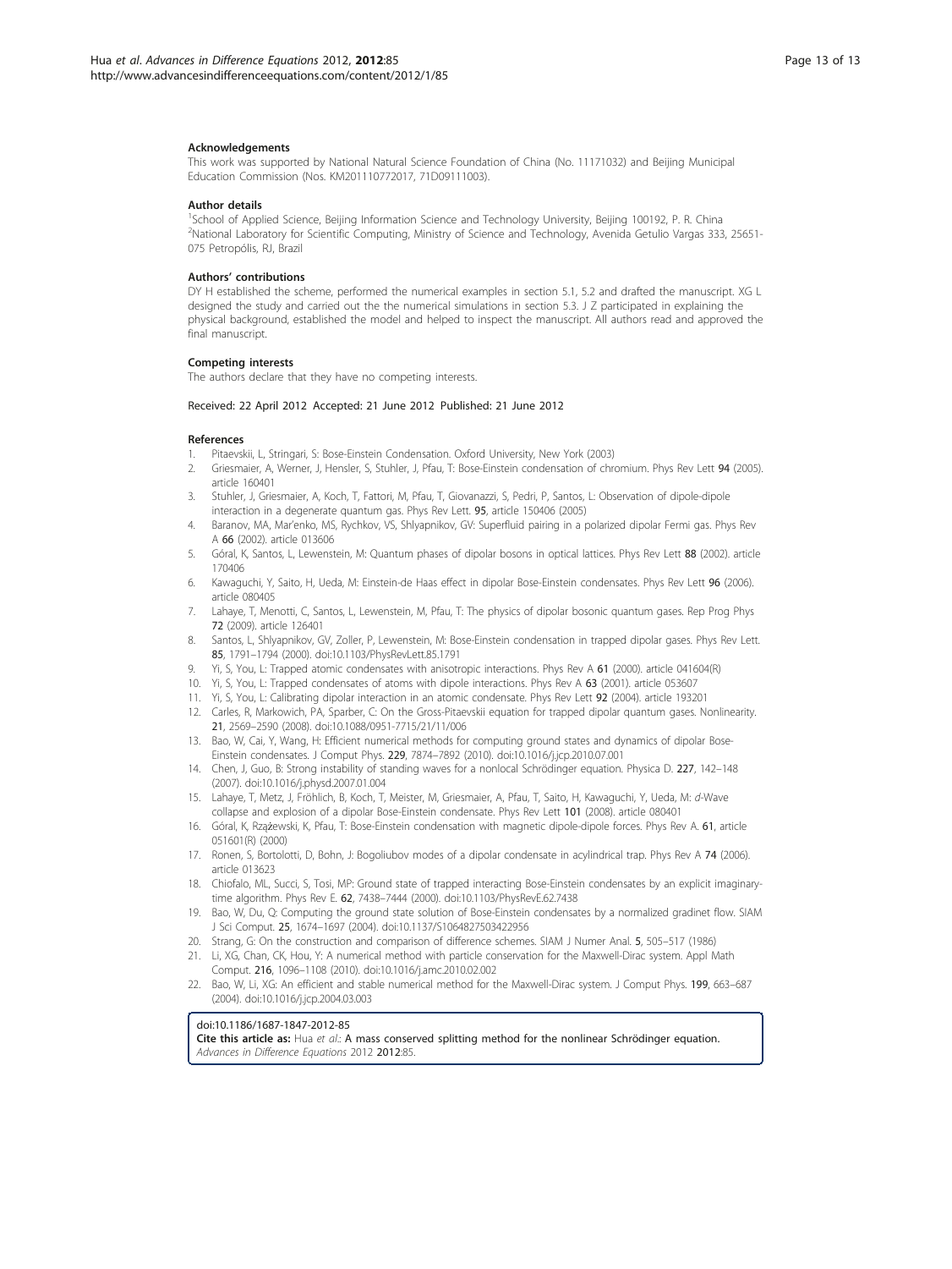### Acknowledgements

This work was supported by National Natural Science Foundation of China (No. 11171032) and Beijing Municipal Education Commission (Nos. KM201110772017, 71D09111003).

### Author details

[1]School of Applied Science, Beijing Information Science and Technology University, Beijing 100192, P. R. China
[2]National Laboratory for Scientific Computing, Ministry of Science and Technology, Avenida Getulio Vargas 333, 25651-075 Petropólis, RJ, Brazil

### Authors' contributions

DY H established the scheme, performed the numerical examples in section 5.1, 5.2 and drafted the manuscript. XG L designed the study and carried out the the numerical simulations in section 5.3. J Z participated in explaining the physical background, established the model and helped to inspect the manuscript. All authors read and approved the final manuscript.

### Competing interests

The authors declare that they have no competing interests.

Received: 22 April 2012 Accepted: 21 June 2012 Published: 21 June 2012

### References

1. Pitaevskii, L, Stringari, S: Bose-Einstein Condensation. Oxford University, New York (2003)
2. Griesmaier, A, Werner, J, Hensler, S, Stuhler, J, Pfau, T: Bose-Einstein condensation of chromium. Phys Rev Lett **94** (2005). article 160401
3. Stuhler, J, Griesmaier, A, Koch, T, Fattori, M, Pfau, T, Giovanazzi, S, Pedri, P, Santos, L: Observation of dipole-dipole interaction in a degenerate quantum gas. Phys Rev Lett. **95**, article 150406 (2005)
4. Baranov, MA, Mar'enko, MS, Rychkov, VS, Shlyapnikov, GV: Superfluid pairing in a polarized dipolar Fermi gas. Phys Rev A **66** (2002). article 013606
5. Góral, K, Santos, L, Lewenstein, M: Quantum phases of dipolar bosons in optical lattices. Phys Rev Lett **88** (2002). article 170406
6. Kawaguchi, Y, Saito, H, Ueda, M: Einstein-de Haas effect in dipolar Bose-Einstein condensates. Phys Rev Lett **96** (2006). article 080405
7. Lahaye, T, Menotti, C, Santos, L, Lewenstein, M, Pfau, T: The physics of dipolar bosonic quantum gases. Rep Prog Phys **72** (2009). article 126401
8. Santos, L, Shlyapnikov, GV, Zoller, P, Lewenstein, M: Bose-Einstein condensation in trapped dipolar gases. Phys Rev Lett. **85**, 1791–1794 (2000). doi:10.1103/PhysRevLett.85.1791
9. Yi, S, You, L: Trapped atomic condensates with anisotropic interactions. Phys Rev A **61** (2000). article 041604(R)
10. Yi, S, You, L: Trapped condensates of atoms with dipole interactions. Phys Rev A **63** (2001). article 053607
11. Yi, S, You, L: Calibrating dipolar interaction in an atomic condensate. Phys Rev Lett **92** (2004). article 193201
12. Carles, R, Markowich, PA, Sparber, C: On the Gross-Pitaevskii equation for trapped dipolar quantum gases. Nonlinearity. **21**, 2569–2590 (2008). doi:10.1088/0951-7715/21/11/006
13. Bao, W, Cai, Y, Wang, H: Efficient numerical methods for computing ground states and dynamics of dipolar Bose-Einstein condensates. J Comput Phys. **229**, 7874–7892 (2010). doi:10.1016/j.jcp.2010.07.001
14. Chen, J, Guo, B: Strong instability of standing waves for a nonlocal Schrödinger equation. Physica D. **227**, 142–148 (2007). doi:10.1016/j.physd.2007.01.004
15. Lahaye, T, Metz, J, Fröhlich, B, Koch, T, Meister, M, Griesmaier, A, Pfau, T, Saito, H, Kawaguchi, Y, Ueda, M: *d*-Wave collapse and explosion of a dipolar Bose-Einstein condensate. Phys Rev Lett **101** (2008). article 080401
16. Góral, K, Rzążewski, K, Pfau, T: Bose-Einstein condensation with magnetic dipole-dipole forces. Phys Rev A. **61**, article 051601(R) (2000)
17. Ronen, S, Bortolotti, D, Bohn, J: Bogoliubov modes of a dipolar condensate in acylindrical trap. Phys Rev A **74** (2006). article 013623
18. Chiofalo, ML, Succi, S, Tosi, MP: Ground state of trapped interacting Bose-Einstein condensates by an explicit imaginary-time algorithm. Phys Rev E. **62**, 7438–7444 (2000). doi:10.1103/PhysRevE.62.7438
19. Bao, W, Du, Q: Computing the ground state solution of Bose-Einstein condensates by a normalized gradinet flow. SIAM J Sci Comput. **25**, 1674–1697 (2004). doi:10.1137/S1064827503422956
20. Strang, G: On the construction and comparison of difference schemes. SIAM J Numer Anal. **5**, 505–517 (1986)
21. Li, XG, Chan, CK, Hou, Y: A numerical method with particle conservation for the Maxwell-Dirac system. Appl Math Comput. **216**, 1096–1108 (2010). doi:10.1016/j.amc.2010.02.002
22. Bao, W, Li, XG: An efficient and stable numerical method for the Maxwell-Dirac system. J Comput Phys. **199**, 663–687 (2004). doi:10.1016/j.jcp.2004.03.003

doi:10.1186/1687-1847-2012-85
**Cite this article as:** Hua *et al.*: A mass conserved splitting method for the nonlinear Schrödinger equation. *Advances in Difference Equations* 2012 **2012**:85.